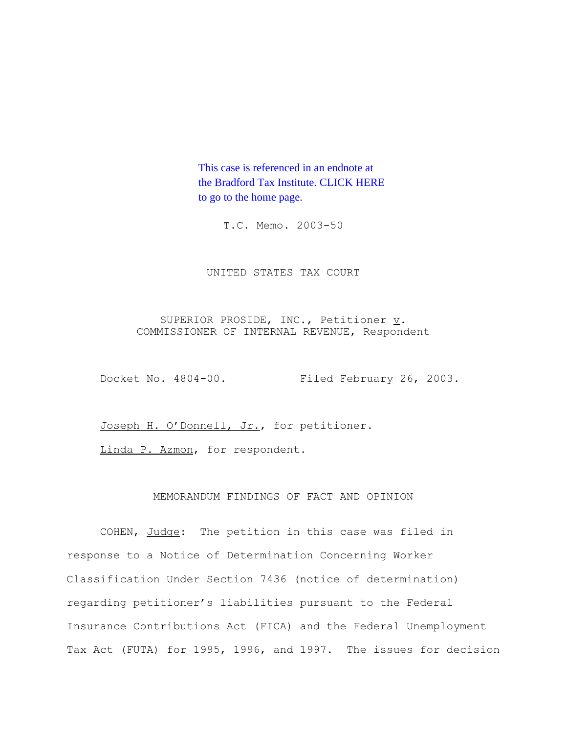This case is referenced in an endnote at the Bradford Tax Institute. CLICK HERE to go to the home page.

T.C. Memo. 2003-50

UNITED STATES TAX COURT

SUPERIOR PROSIDE, INC., Petitioner v. COMMISSIONER OF INTERNAL REVENUE, Respondent

Docket No. 4804-00. Filed February 26, 2003.

Joseph H. O'Donnell, Jr., for petitioner.

Linda P. Azmon, for respondent.

MEMORANDUM FINDINGS OF FACT AND OPINION

COHEN, Judge: The petition in this case was filed in response to a Notice of Determination Concerning Worker Classification Under Section 7436 (notice of determination) regarding petitioner's liabilities pursuant to the Federal Insurance Contributions Act (FICA) and the Federal Unemployment Tax Act (FUTA) for 1995, 1996, and 1997. The issues for decision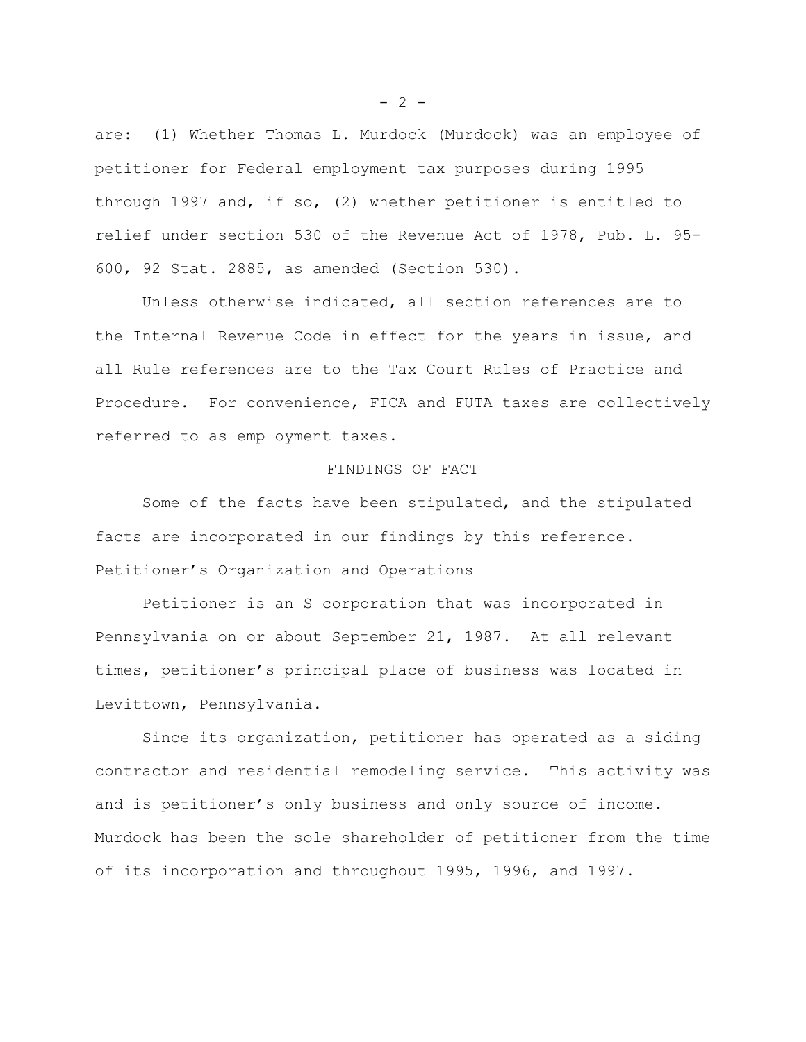are: (1) Whether Thomas L. Murdock (Murdock) was an employee of petitioner for Federal employment tax purposes during 1995 through 1997 and, if so, (2) whether petitioner is entitled to relief under section 530 of the Revenue Act of 1978, Pub. L. 95-600, 92 Stat. 2885, as amended (Section 530).

Unless otherwise indicated, all section references are to the Internal Revenue Code in effect for the years in issue, and all Rule references are to the Tax Court Rules of Practice and Procedure. For convenience, FICA and FUTA taxes are collectively referred to as employment taxes.

## FINDINGS OF FACT

Some of the facts have been stipulated, and the stipulated facts are incorporated in our findings by this reference.

### Petitioner's Organization and Operations

Petitioner is an S corporation that was incorporated in Pennsylvania on or about September 21, 1987. At all relevant times, petitioner's principal place of business was located in Levittown, Pennsylvania.

Since its organization, petitioner has operated as a siding contractor and residential remodeling service. This activity was and is petitioner's only business and only source of income. Murdock has been the sole shareholder of petitioner from the time of its incorporation and throughout 1995, 1996, and 1997.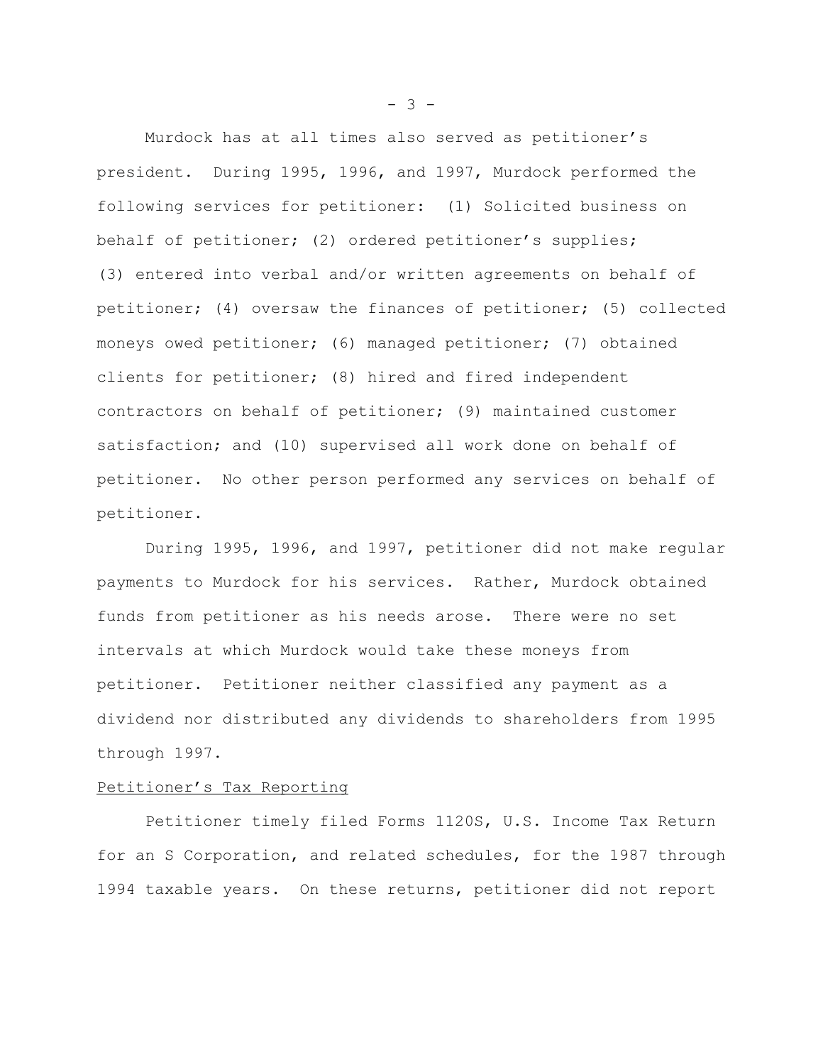Murdock has at all times also served as petitioner's president. During 1995, 1996, and 1997, Murdock performed the following services for petitioner: (1) Solicited business on behalf of petitioner; (2) ordered petitioner's supplies; (3) entered into verbal and/or written agreements on behalf of petitioner; (4) oversaw the finances of petitioner; (5) collected moneys owed petitioner; (6) managed petitioner; (7) obtained clients for petitioner; (8) hired and fired independent contractors on behalf of petitioner; (9) maintained customer satisfaction; and (10) supervised all work done on behalf of petitioner. No other person performed any services on behalf of petitioner.

During 1995, 1996, and 1997, petitioner did not make regular payments to Murdock for his services. Rather, Murdock obtained funds from petitioner as his needs arose. There were no set intervals at which Murdock would take these moneys from petitioner. Petitioner neither classified any payment as a dividend nor distributed any dividends to shareholders from 1995 through 1997.

Petitioner's Tax Reporting

Petitioner timely filed Forms 1120S, U.S. Income Tax Return for an S Corporation, and related schedules, for the 1987 through 1994 taxable years. On these returns, petitioner did not report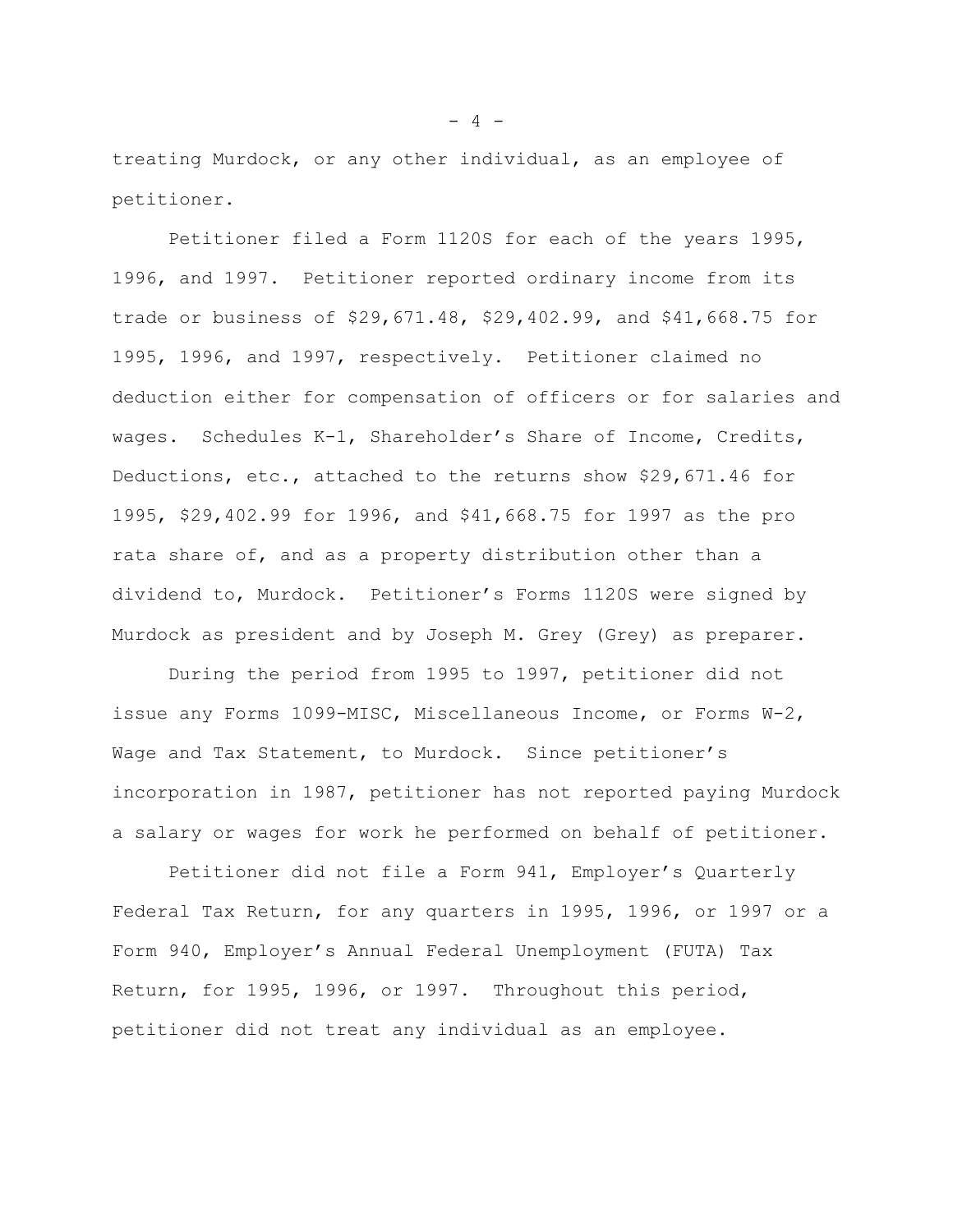treating Murdock, or any other individual, as an employee of petitioner.

Petitioner filed a Form 1120S for each of the years 1995, 1996, and 1997. Petitioner reported ordinary income from its trade or business of $29,671.48, $29,402.99, and $41,668.75 for 1995, 1996, and 1997, respectively. Petitioner claimed no deduction either for compensation of officers or for salaries and wages. Schedules K-1, Shareholder's Share of Income, Credits, Deductions, etc., attached to the returns show $29,671.46 for 1995, $29,402.99 for 1996, and $41,668.75 for 1997 as the pro rata share of, and as a property distribution other than a dividend to, Murdock. Petitioner's Forms 1120S were signed by Murdock as president and by Joseph M. Grey (Grey) as preparer.

During the period from 1995 to 1997, petitioner did not issue any Forms 1099-MISC, Miscellaneous Income, or Forms W-2, Wage and Tax Statement, to Murdock. Since petitioner's incorporation in 1987, petitioner has not reported paying Murdock a salary or wages for work he performed on behalf of petitioner.

Petitioner did not file a Form 941, Employer's Quarterly Federal Tax Return, for any quarters in 1995, 1996, or 1997 or a Form 940, Employer's Annual Federal Unemployment (FUTA) Tax Return, for 1995, 1996, or 1997. Throughout this period, petitioner did not treat any individual as an employee.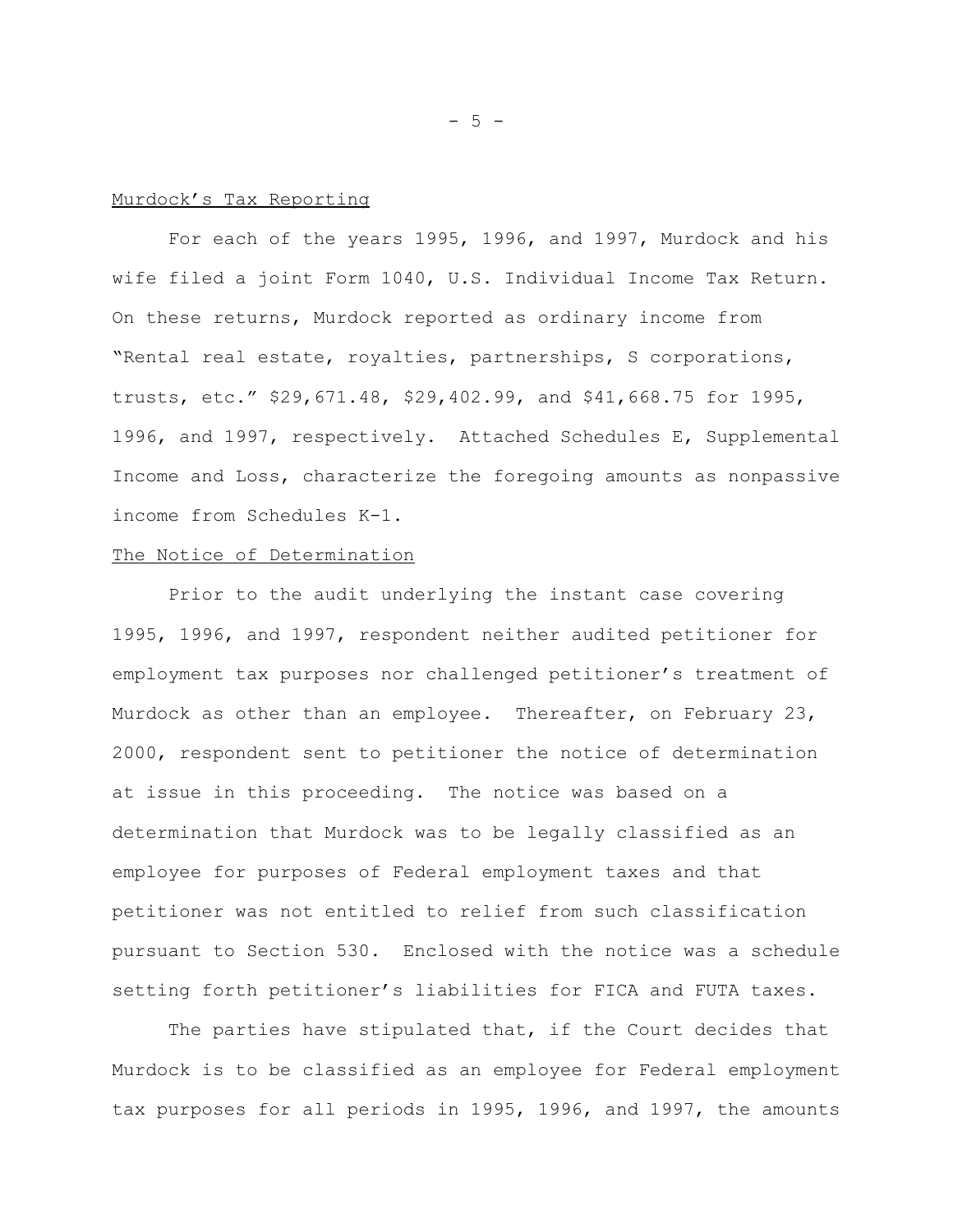Murdock's Tax Reporting

For each of the years 1995, 1996, and 1997, Murdock and his wife filed a joint Form 1040, U.S. Individual Income Tax Return. On these returns, Murdock reported as ordinary income from "Rental real estate, royalties, partnerships, S corporations, trusts, etc." $29,671.48, $29,402.99, and $41,668.75 for 1995, 1996, and 1997, respectively. Attached Schedules E, Supplemental Income and Loss, characterize the foregoing amounts as nonpassive income from Schedules K-1.

The Notice of Determination

Prior to the audit underlying the instant case covering 1995, 1996, and 1997, respondent neither audited petitioner for employment tax purposes nor challenged petitioner's treatment of Murdock as other than an employee. Thereafter, on February 23, 2000, respondent sent to petitioner the notice of determination at issue in this proceeding. The notice was based on a determination that Murdock was to be legally classified as an employee for purposes of Federal employment taxes and that petitioner was not entitled to relief from such classification pursuant to Section 530. Enclosed with the notice was a schedule setting forth petitioner's liabilities for FICA and FUTA taxes.

The parties have stipulated that, if the Court decides that Murdock is to be classified as an employee for Federal employment tax purposes for all periods in 1995, 1996, and 1997, the amounts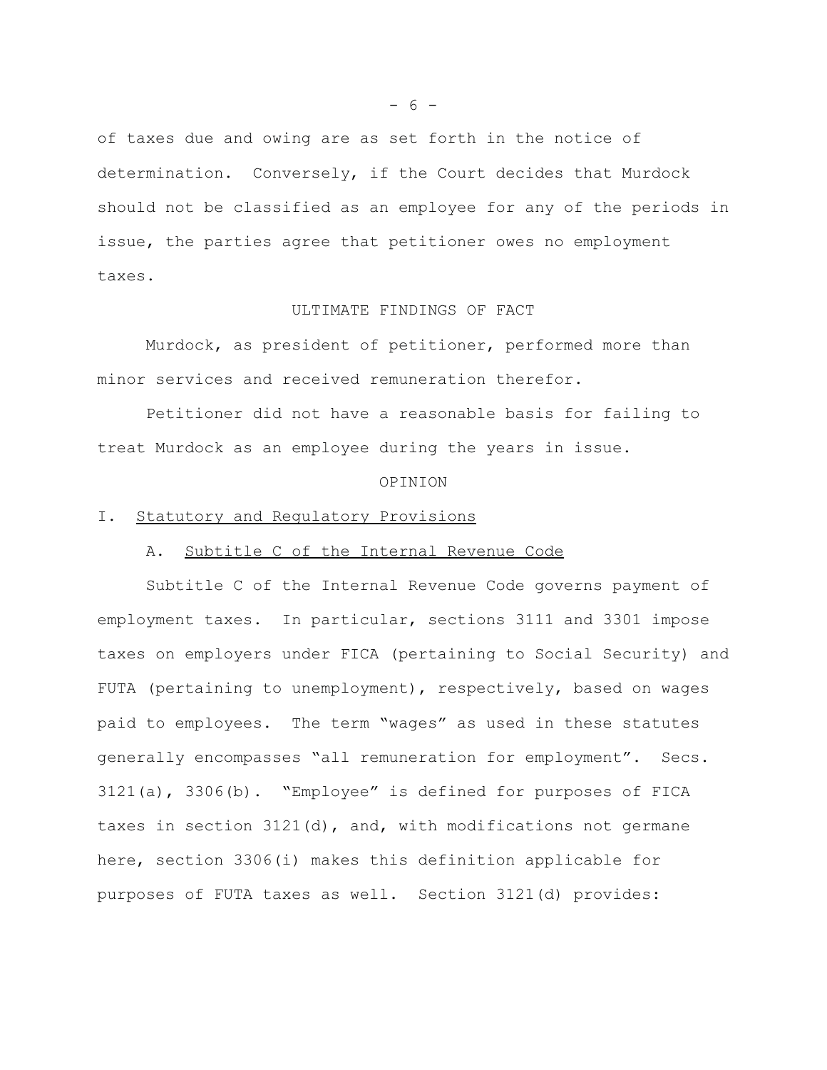of taxes due and owing are as set forth in the notice of determination. Conversely, if the Court decides that Murdock should not be classified as an employee for any of the periods in issue, the parties agree that petitioner owes no employment taxes.

## ULTIMATE FINDINGS OF FACT

Murdock, as president of petitioner, performed more than minor services and received remuneration therefor.

Petitioner did not have a reasonable basis for failing to treat Murdock as an employee during the years in issue.

## OPINION

### I. Statutory and Regulatory Provisions

#### A. Subtitle C of the Internal Revenue Code

Subtitle C of the Internal Revenue Code governs payment of employment taxes. In particular, sections 3111 and 3301 impose taxes on employers under FICA (pertaining to Social Security) and FUTA (pertaining to unemployment), respectively, based on wages paid to employees. The term "wages" as used in these statutes generally encompasses "all remuneration for employment". Secs. 3121(a), 3306(b). "Employee" is defined for purposes of FICA taxes in section 3121(d), and, with modifications not germane here, section 3306(i) makes this definition applicable for purposes of FUTA taxes as well. Section 3121(d) provides: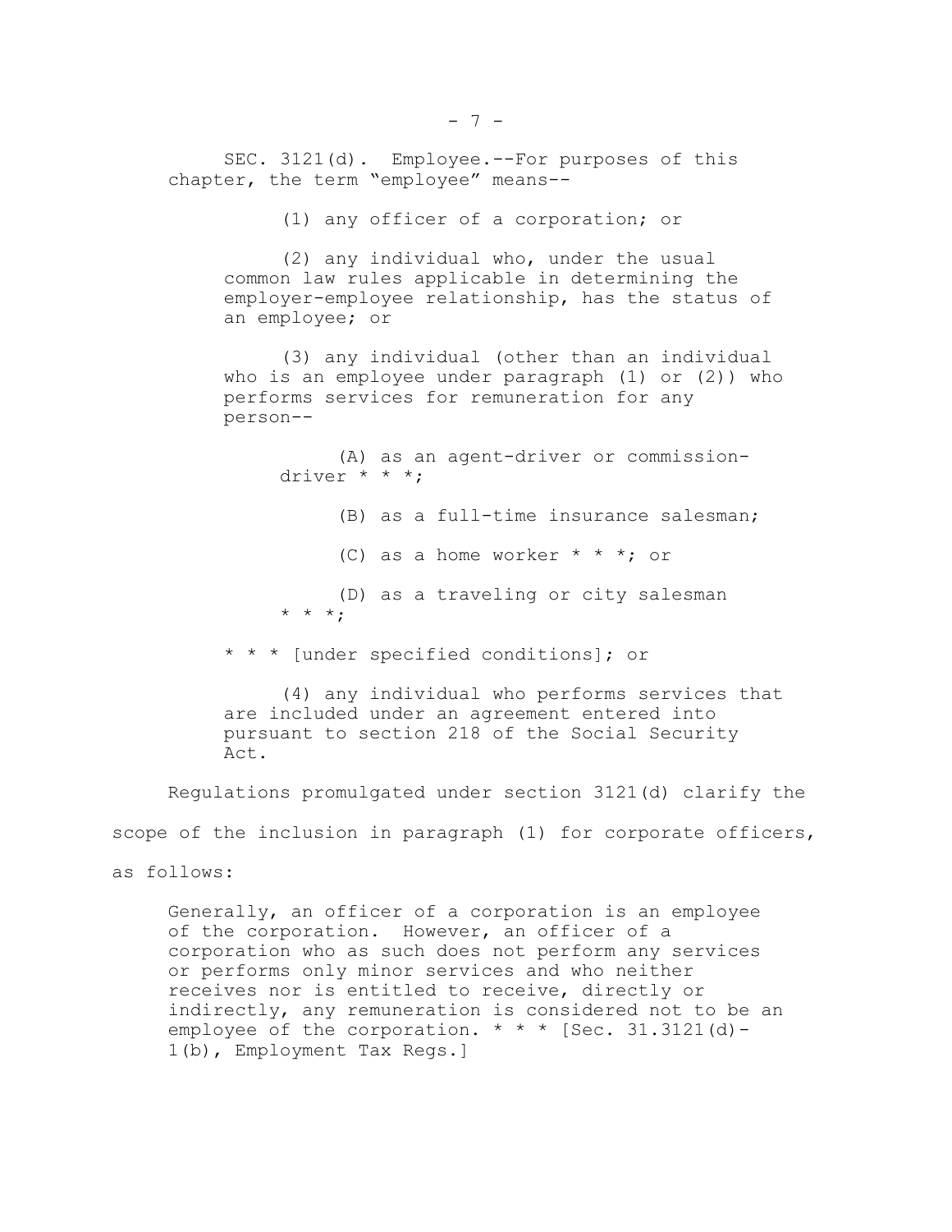SEC. 3121(d). Employee.--For purposes of this chapter, the term "employee" means--

> (1) any officer of a corporation; or
>
> (2) any individual who, under the usual common law rules applicable in determining the employer-employee relationship, has the status of an employee; or
>
> (3) any individual (other than an individual who is an employee under paragraph (1) or (2)) who performs services for remuneration for any person--
>
> > (A) as an agent-driver or commission-driver * * *;
> >
> > (B) as a full-time insurance salesman;
> >
> > (C) as a home worker * * *; or
> >
> > (D) as a traveling or city salesman * * *;
>
> * * * [under specified conditions]; or
>
> (4) any individual who performs services that are included under an agreement entered into pursuant to section 218 of the Social Security Act.

Regulations promulgated under section 3121(d) clarify the scope of the inclusion in paragraph (1) for corporate officers, as follows:

> Generally, an officer of a corporation is an employee of the corporation. However, an officer of a corporation who as such does not perform any services or performs only minor services and who neither receives nor is entitled to receive, directly or indirectly, any remuneration is considered not to be an employee of the corporation. * * * [Sec. 31.3121(d)-1(b), Employment Tax Regs.]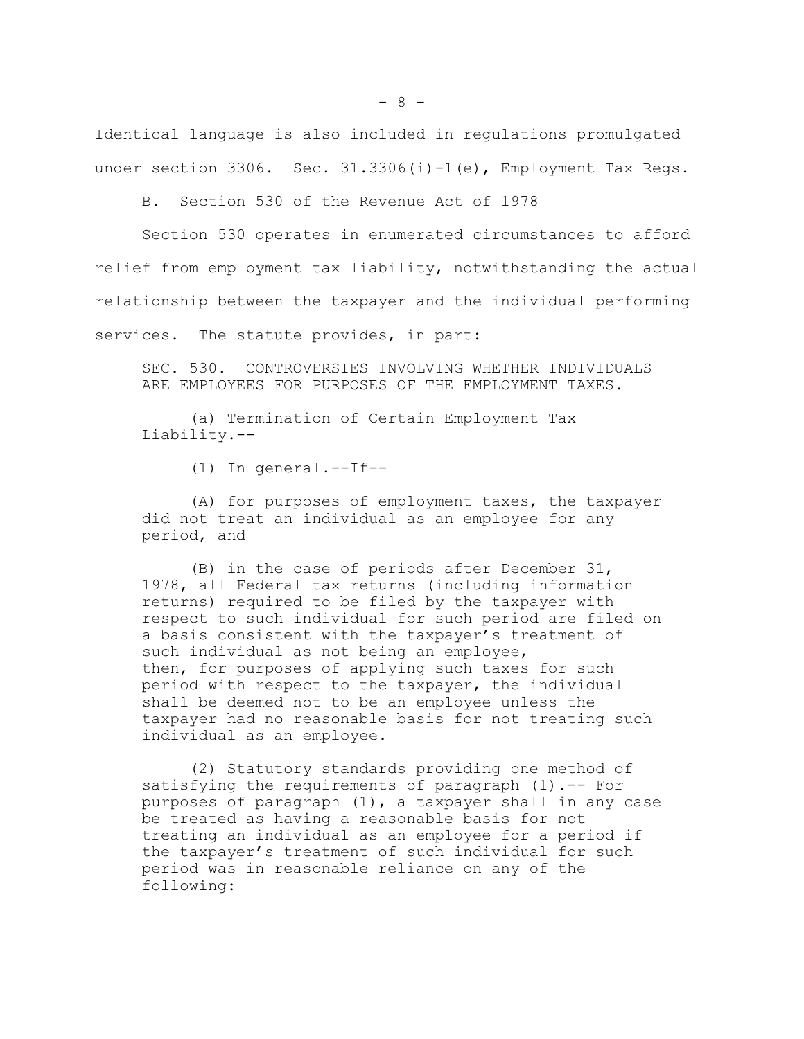Identical language is also included in regulations promulgated under section 3306. Sec. 31.3306(i)-1(e), Employment Tax Regs.

B. Section 530 of the Revenue Act of 1978

Section 530 operates in enumerated circumstances to afford relief from employment tax liability, notwithstanding the actual relationship between the taxpayer and the individual performing services. The statute provides, in part:

> SEC. 530. CONTROVERSIES INVOLVING WHETHER INDIVIDUALS ARE EMPLOYEES FOR PURPOSES OF THE EMPLOYMENT TAXES.
>
> (a) Termination of Certain Employment Tax Liability.--
>
> (1) In general.--If--
>
> (A) for purposes of employment taxes, the taxpayer did not treat an individual as an employee for any period, and
>
> (B) in the case of periods after December 31, 1978, all Federal tax returns (including information returns) required to be filed by the taxpayer with respect to such individual for such period are filed on a basis consistent with the taxpayer's treatment of such individual as not being an employee, then, for purposes of applying such taxes for such period with respect to the taxpayer, the individual shall be deemed not to be an employee unless the taxpayer had no reasonable basis for not treating such individual as an employee.
>
> (2) Statutory standards providing one method of satisfying the requirements of paragraph (1).-- For purposes of paragraph (1), a taxpayer shall in any case be treated as having a reasonable basis for not treating an individual as an employee for a period if the taxpayer's treatment of such individual for such period was in reasonable reliance on any of the following: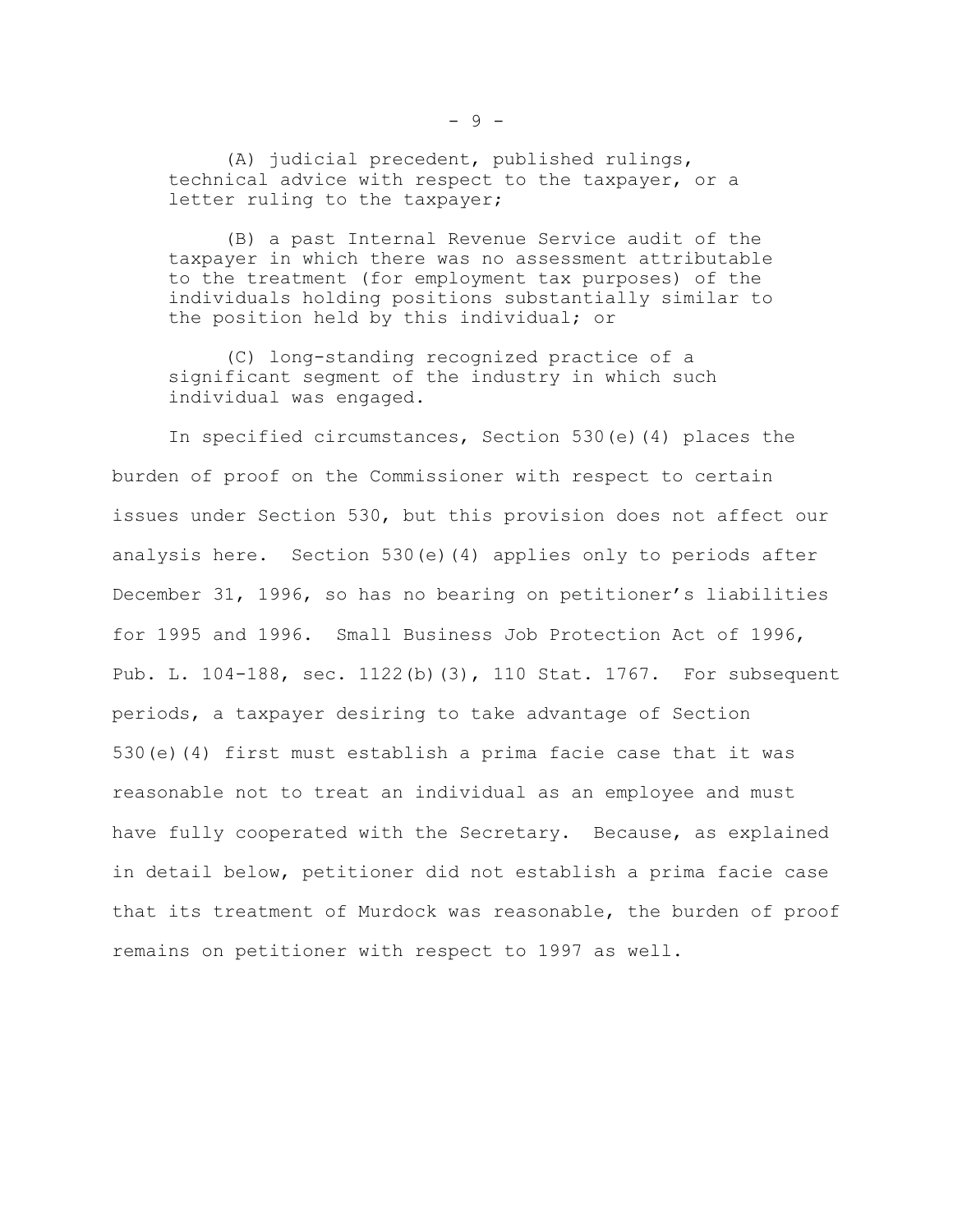(A) judicial precedent, published rulings, technical advice with respect to the taxpayer, or a letter ruling to the taxpayer;

(B) a past Internal Revenue Service audit of the taxpayer in which there was no assessment attributable to the treatment (for employment tax purposes) of the individuals holding positions substantially similar to the position held by this individual; or

(C) long-standing recognized practice of a significant segment of the industry in which such individual was engaged.

In specified circumstances, Section 530(e)(4) places the burden of proof on the Commissioner with respect to certain issues under Section 530, but this provision does not affect our analysis here. Section 530(e)(4) applies only to periods after December 31, 1996, so has no bearing on petitioner's liabilities for 1995 and 1996. Small Business Job Protection Act of 1996, Pub. L. 104-188, sec. 1122(b)(3), 110 Stat. 1767. For subsequent periods, a taxpayer desiring to take advantage of Section 530(e)(4) first must establish a prima facie case that it was reasonable not to treat an individual as an employee and must have fully cooperated with the Secretary. Because, as explained in detail below, petitioner did not establish a prima facie case that its treatment of Murdock was reasonable, the burden of proof remains on petitioner with respect to 1997 as well.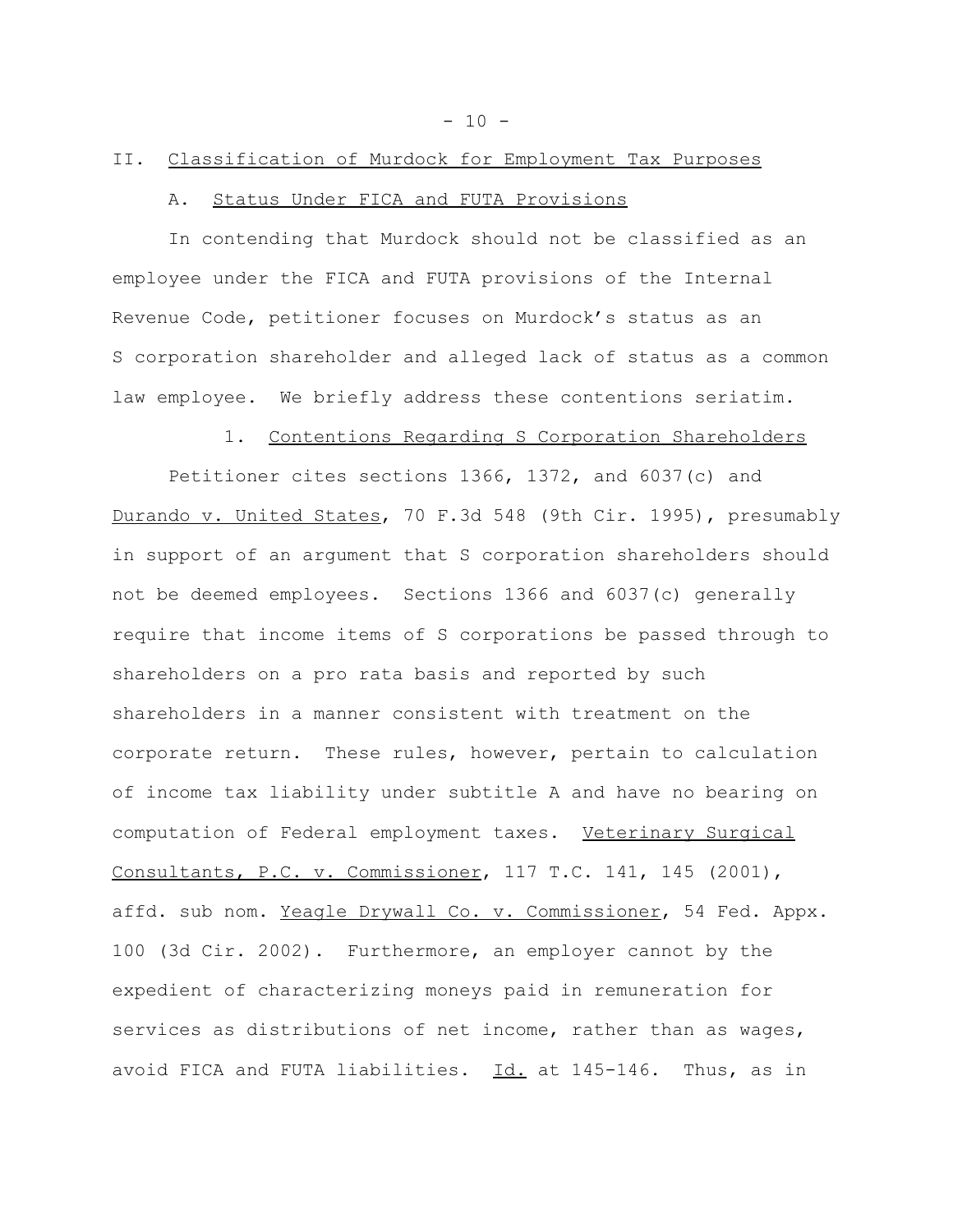## II. Classification of Murdock for Employment Tax Purposes

### A. Status Under FICA and FUTA Provisions

In contending that Murdock should not be classified as an employee under the FICA and FUTA provisions of the Internal Revenue Code, petitioner focuses on Murdock's status as an S corporation shareholder and alleged lack of status as a common law employee. We briefly address these contentions seriatim.

#### 1. Contentions Regarding S Corporation Shareholders

Petitioner cites sections 1366, 1372, and 6037(c) and Durando v. United States, 70 F.3d 548 (9th Cir. 1995), presumably in support of an argument that S corporation shareholders should not be deemed employees. Sections 1366 and 6037(c) generally require that income items of S corporations be passed through to shareholders on a pro rata basis and reported by such shareholders in a manner consistent with treatment on the corporate return. These rules, however, pertain to calculation of income tax liability under subtitle A and have no bearing on computation of Federal employment taxes. Veterinary Surgical Consultants, P.C. v. Commissioner, 117 T.C. 141, 145 (2001), affd. sub nom. Yeagle Drywall Co. v. Commissioner, 54 Fed. Appx. 100 (3d Cir. 2002). Furthermore, an employer cannot by the expedient of characterizing moneys paid in remuneration for services as distributions of net income, rather than as wages, avoid FICA and FUTA liabilities. Id. at 145-146. Thus, as in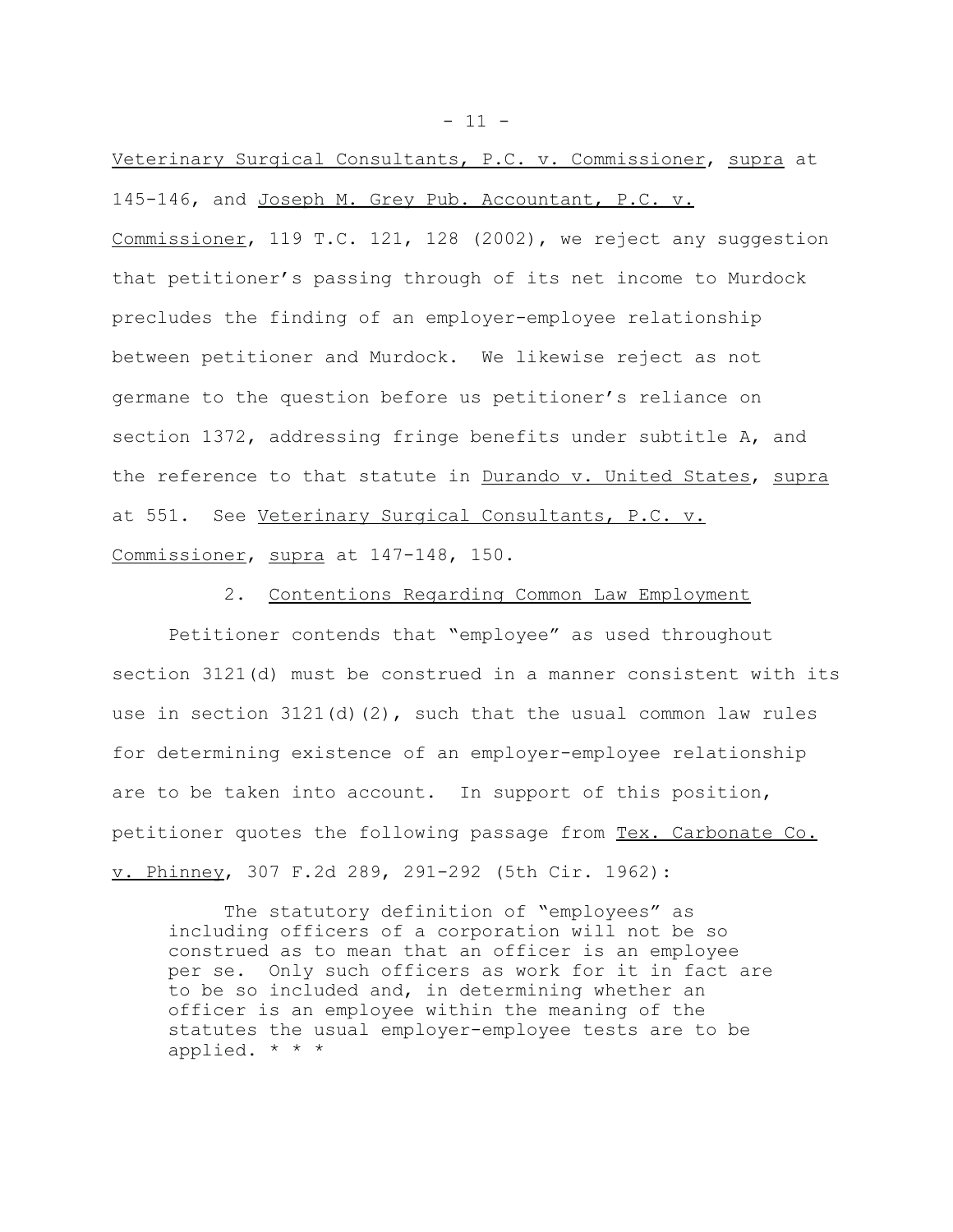Veterinary Surgical Consultants, P.C. v. Commissioner, supra at 145-146, and Joseph M. Grey Pub. Accountant, P.C. v. Commissioner, 119 T.C. 121, 128 (2002), we reject any suggestion that petitioner's passing through of its net income to Murdock precludes the finding of an employer-employee relationship between petitioner and Murdock. We likewise reject as not germane to the question before us petitioner's reliance on section 1372, addressing fringe benefits under subtitle A, and the reference to that statute in Durando v. United States, supra at 551. See Veterinary Surgical Consultants, P.C. v. Commissioner, supra at 147-148, 150.

2. Contentions Regarding Common Law Employment

Petitioner contends that "employee" as used throughout section 3121(d) must be construed in a manner consistent with its use in section 3121(d)(2), such that the usual common law rules for determining existence of an employer-employee relationship are to be taken into account. In support of this position, petitioner quotes the following passage from Tex. Carbonate Co. v. Phinney, 307 F.2d 289, 291-292 (5th Cir. 1962):

> The statutory definition of "employees" as including officers of a corporation will not be so construed as to mean that an officer is an employee per se. Only such officers as work for it in fact are to be so included and, in determining whether an officer is an employee within the meaning of the statutes the usual employer-employee tests are to be applied. * * *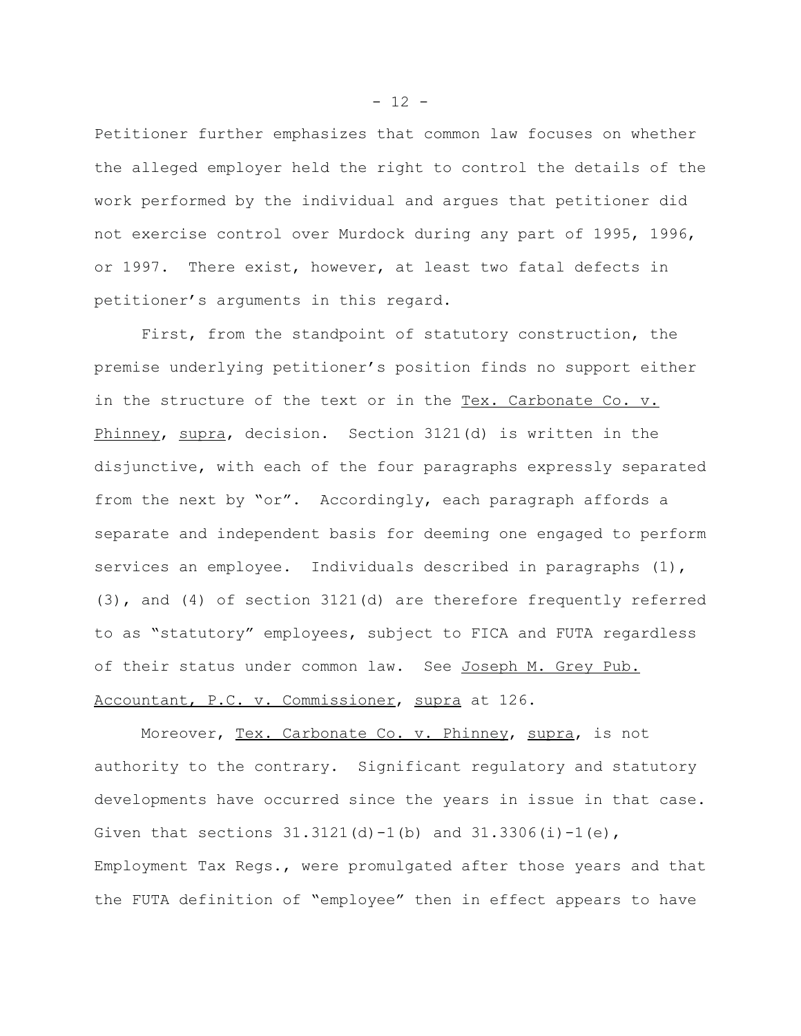Petitioner further emphasizes that common law focuses on whether the alleged employer held the right to control the details of the work performed by the individual and argues that petitioner did not exercise control over Murdock during any part of 1995, 1996, or 1997. There exist, however, at least two fatal defects in petitioner's arguments in this regard.

First, from the standpoint of statutory construction, the premise underlying petitioner's position finds no support either in the structure of the text or in the Tex. Carbonate Co. v. Phinney, supra, decision. Section 3121(d) is written in the disjunctive, with each of the four paragraphs expressly separated from the next by "or". Accordingly, each paragraph affords a separate and independent basis for deeming one engaged to perform services an employee. Individuals described in paragraphs (1), (3), and (4) of section 3121(d) are therefore frequently referred to as "statutory" employees, subject to FICA and FUTA regardless of their status under common law. See Joseph M. Grey Pub. Accountant, P.C. v. Commissioner, supra at 126.

Moreover, Tex. Carbonate Co. v. Phinney, supra, is not authority to the contrary. Significant regulatory and statutory developments have occurred since the years in issue in that case. Given that sections 31.3121(d)-1(b) and 31.3306(i)-1(e), Employment Tax Regs., were promulgated after those years and that the FUTA definition of "employee" then in effect appears to have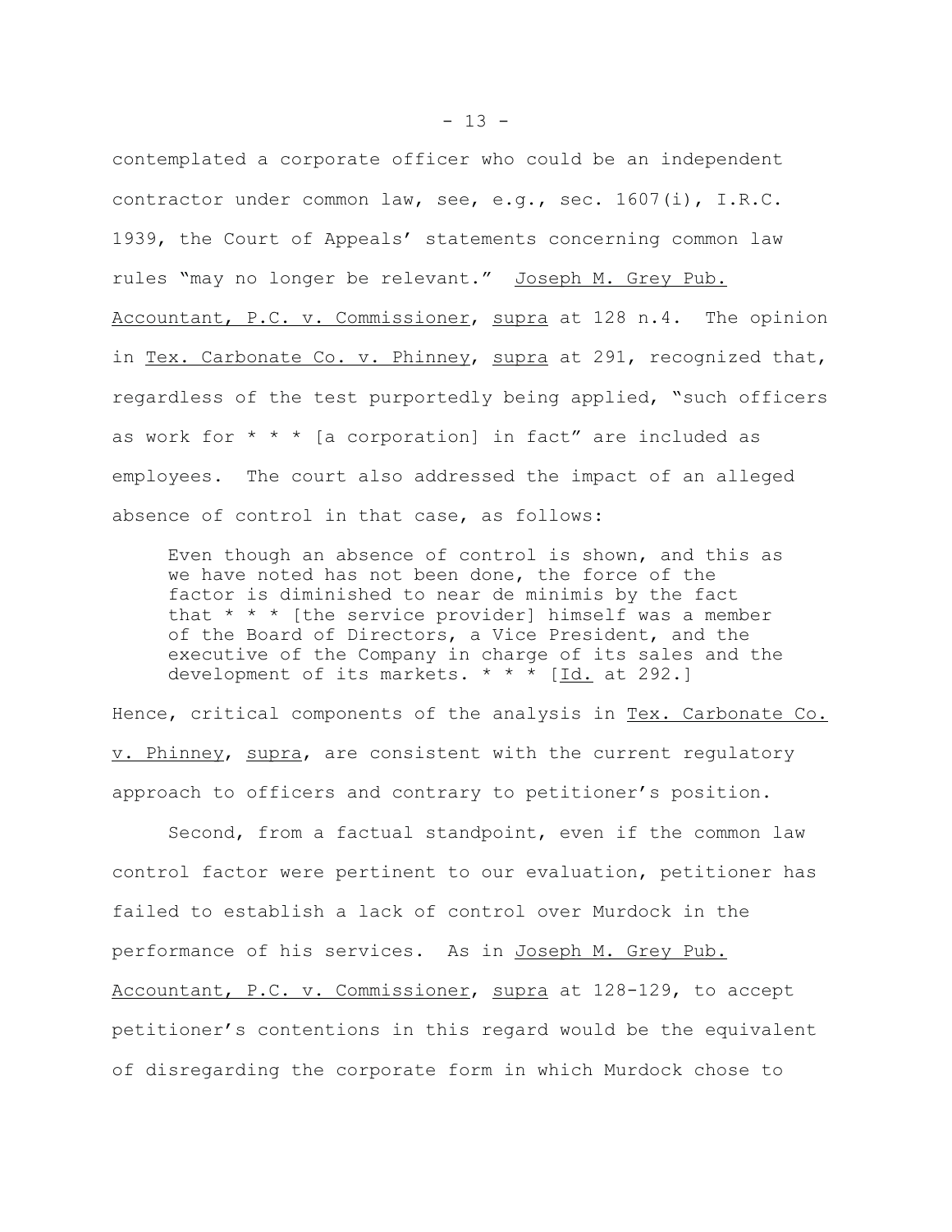contemplated a corporate officer who could be an independent contractor under common law, see, e.g., sec. 1607(i), I.R.C. 1939, the Court of Appeals' statements concerning common law rules "may no longer be relevant." Joseph M. Grey Pub. Accountant, P.C. v. Commissioner, supra at 128 n.4. The opinion in Tex. Carbonate Co. v. Phinney, supra at 291, recognized that, regardless of the test purportedly being applied, "such officers as work for * * * [a corporation] in fact" are included as employees. The court also addressed the impact of an alleged absence of control in that case, as follows:

> Even though an absence of control is shown, and this as we have noted has not been done, the force of the factor is diminished to near de minimis by the fact that * * * [the service provider] himself was a member of the Board of Directors, a Vice President, and the executive of the Company in charge of its sales and the development of its markets. * * * [Id. at 292.]

Hence, critical components of the analysis in Tex. Carbonate Co. v. Phinney, supra, are consistent with the current regulatory approach to officers and contrary to petitioner's position.

Second, from a factual standpoint, even if the common law control factor were pertinent to our evaluation, petitioner has failed to establish a lack of control over Murdock in the performance of his services. As in Joseph M. Grey Pub. Accountant, P.C. v. Commissioner, supra at 128-129, to accept petitioner's contentions in this regard would be the equivalent of disregarding the corporate form in which Murdock chose to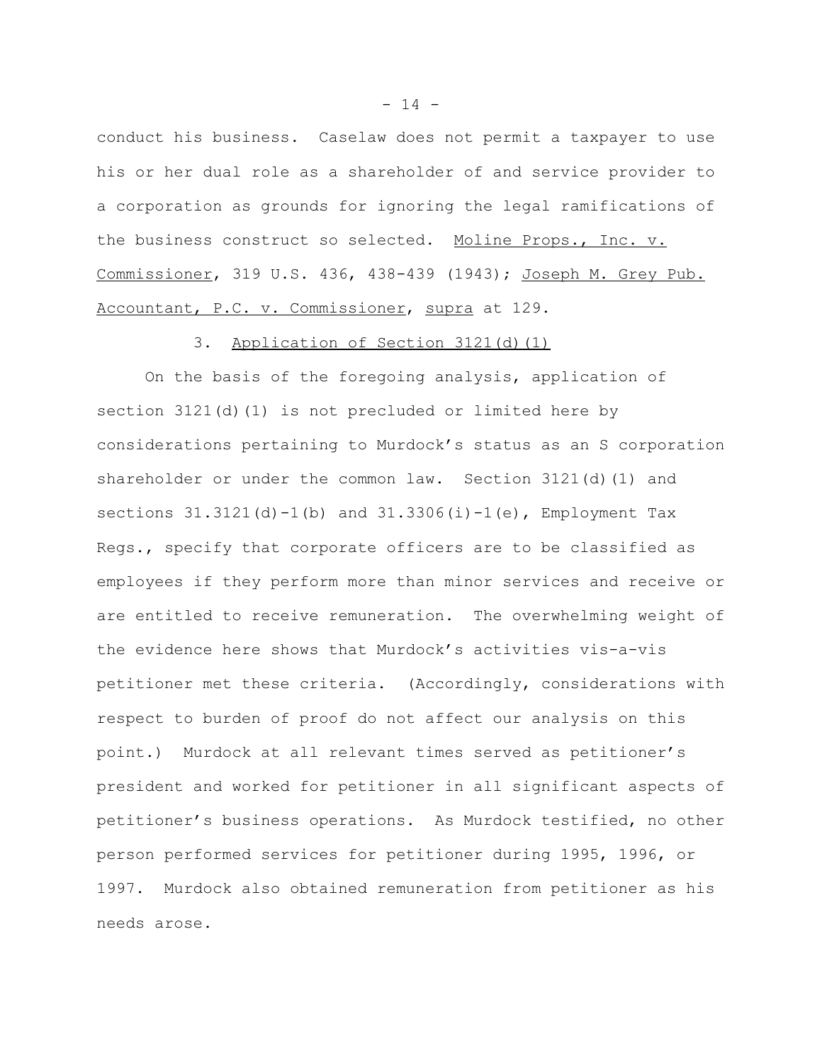conduct his business. Caselaw does not permit a taxpayer to use his or her dual role as a shareholder of and service provider to a corporation as grounds for ignoring the legal ramifications of the business construct so selected. Moline Props., Inc. v. Commissioner, 319 U.S. 436, 438-439 (1943); Joseph M. Grey Pub. Accountant, P.C. v. Commissioner, supra at 129.

### 3. Application of Section 3121(d)(1)

On the basis of the foregoing analysis, application of section 3121(d)(1) is not precluded or limited here by considerations pertaining to Murdock's status as an S corporation shareholder or under the common law. Section 3121(d)(1) and sections 31.3121(d)-1(b) and 31.3306(i)-1(e), Employment Tax Regs., specify that corporate officers are to be classified as employees if they perform more than minor services and receive or are entitled to receive remuneration. The overwhelming weight of the evidence here shows that Murdock's activities vis-a-vis petitioner met these criteria. (Accordingly, considerations with respect to burden of proof do not affect our analysis on this point.) Murdock at all relevant times served as petitioner's president and worked for petitioner in all significant aspects of petitioner's business operations. As Murdock testified, no other person performed services for petitioner during 1995, 1996, or 1997. Murdock also obtained remuneration from petitioner as his needs arose.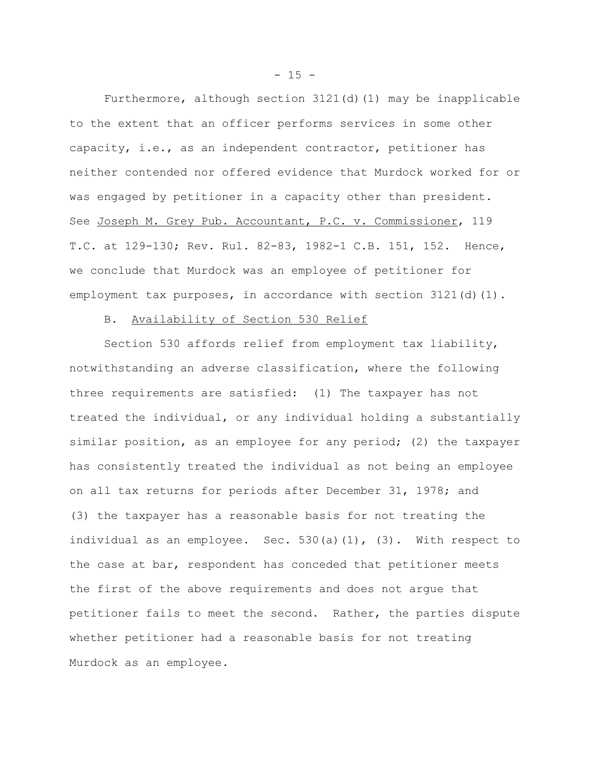Furthermore, although section 3121(d)(1) may be inapplicable to the extent that an officer performs services in some other capacity, i.e., as an independent contractor, petitioner has neither contended nor offered evidence that Murdock worked for or was engaged by petitioner in a capacity other than president. See Joseph M. Grey Pub. Accountant, P.C. v. Commissioner, 119 T.C. at 129-130; Rev. Rul. 82-83, 1982-1 C.B. 151, 152. Hence, we conclude that Murdock was an employee of petitioner for employment tax purposes, in accordance with section 3121(d)(1).

B. Availability of Section 530 Relief

Section 530 affords relief from employment tax liability, notwithstanding an adverse classification, where the following three requirements are satisfied: (1) The taxpayer has not treated the individual, or any individual holding a substantially similar position, as an employee for any period; (2) the taxpayer has consistently treated the individual as not being an employee on all tax returns for periods after December 31, 1978; and (3) the taxpayer has a reasonable basis for not treating the individual as an employee. Sec. 530(a)(1), (3). With respect to the case at bar, respondent has conceded that petitioner meets the first of the above requirements and does not argue that petitioner fails to meet the second. Rather, the parties dispute whether petitioner had a reasonable basis for not treating Murdock as an employee.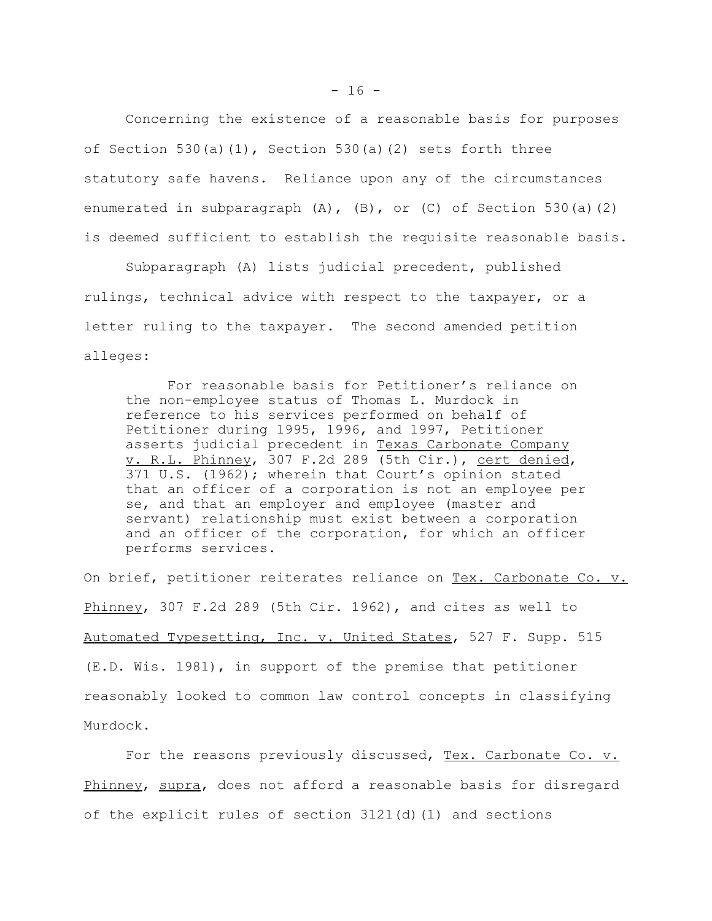Concerning the existence of a reasonable basis for purposes of Section 530(a)(1), Section 530(a)(2) sets forth three statutory safe havens. Reliance upon any of the circumstances enumerated in subparagraph (A), (B), or (C) of Section 530(a)(2) is deemed sufficient to establish the requisite reasonable basis.

Subparagraph (A) lists judicial precedent, published rulings, technical advice with respect to the taxpayer, or a letter ruling to the taxpayer. The second amended petition alleges:

> For reasonable basis for Petitioner's reliance on the non-employee status of Thomas L. Murdock in reference to his services performed on behalf of Petitioner during 1995, 1996, and 1997, Petitioner asserts judicial precedent in <u>Texas Carbonate Company v. R.L. Phinney</u>, 307 F.2d 289 (5th Cir.), <u>cert denied</u>, 371 U.S. (1962); wherein that Court's opinion stated that an officer of a corporation is not an employee per se, and that an employer and employee (master and servant) relationship must exist between a corporation and an officer of the corporation, for which an officer performs services.

On brief, petitioner reiterates reliance on <u>Tex. Carbonate Co. v. Phinney</u>, 307 F.2d 289 (5th Cir. 1962), and cites as well to <u>Automated Typesetting, Inc. v. United States</u>, 527 F. Supp. 515 (E.D. Wis. 1981), in support of the premise that petitioner reasonably looked to common law control concepts in classifying Murdock.

For the reasons previously discussed, <u>Tex. Carbonate Co. v. Phinney</u>, <u>supra</u>, does not afford a reasonable basis for disregard of the explicit rules of section 3121(d)(1) and sections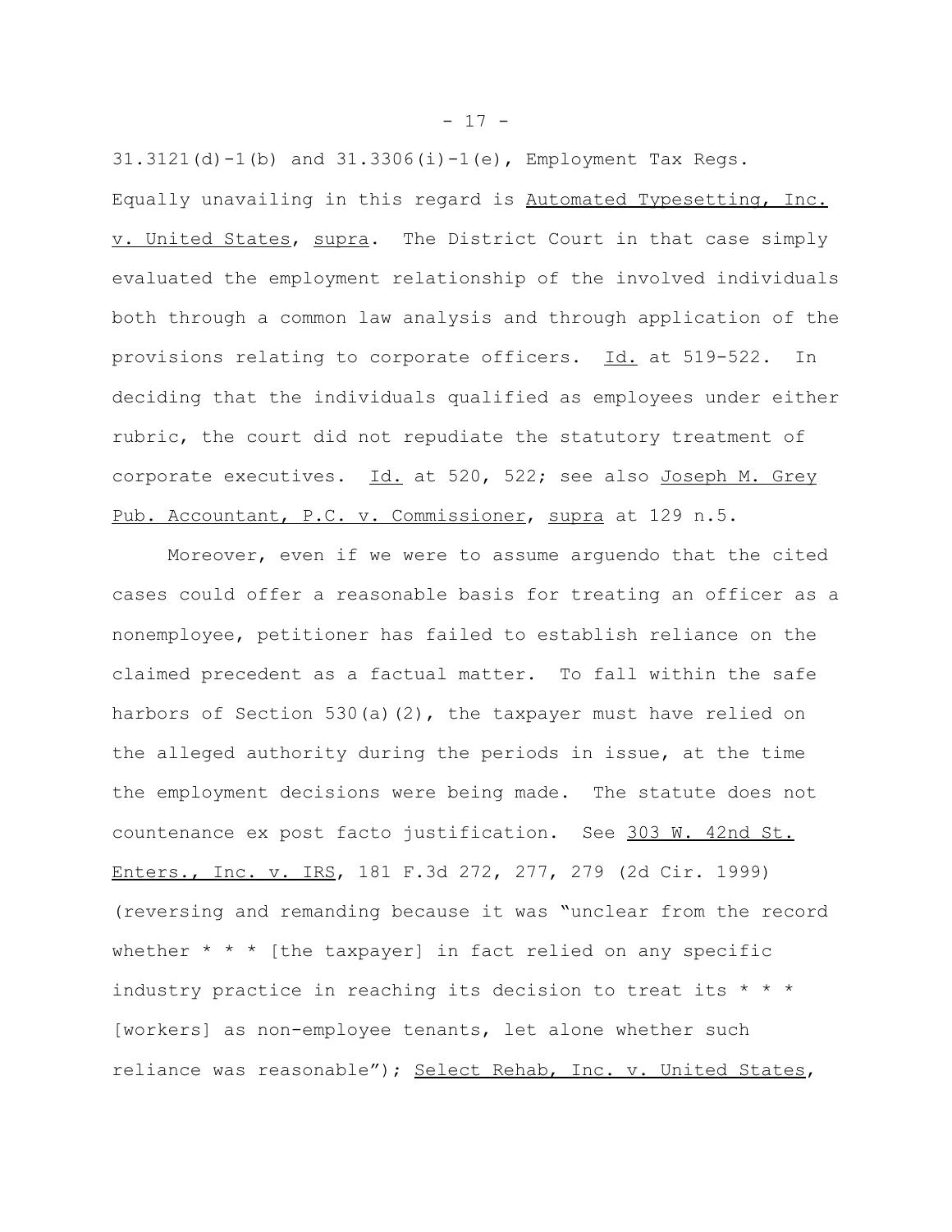31.3121(d)-1(b) and 31.3306(i)-1(e), Employment Tax Regs. Equally unavailing in this regard is Automated Typesetting, Inc. v. United States, supra. The District Court in that case simply evaluated the employment relationship of the involved individuals both through a common law analysis and through application of the provisions relating to corporate officers. Id. at 519-522. In deciding that the individuals qualified as employees under either rubric, the court did not repudiate the statutory treatment of corporate executives. Id. at 520, 522; see also Joseph M. Grey Pub. Accountant, P.C. v. Commissioner, supra at 129 n.5.

Moreover, even if we were to assume arguendo that the cited cases could offer a reasonable basis for treating an officer as a nonemployee, petitioner has failed to establish reliance on the claimed precedent as a factual matter. To fall within the safe harbors of Section 530(a)(2), the taxpayer must have relied on the alleged authority during the periods in issue, at the time the employment decisions were being made. The statute does not countenance ex post facto justification. See 303 W. 42nd St. Enters., Inc. v. IRS, 181 F.3d 272, 277, 279 (2d Cir. 1999) (reversing and remanding because it was "unclear from the record whether * * * [the taxpayer] in fact relied on any specific industry practice in reaching its decision to treat its * * * [workers] as non-employee tenants, let alone whether such reliance was reasonable"); Select Rehab, Inc. v. United States,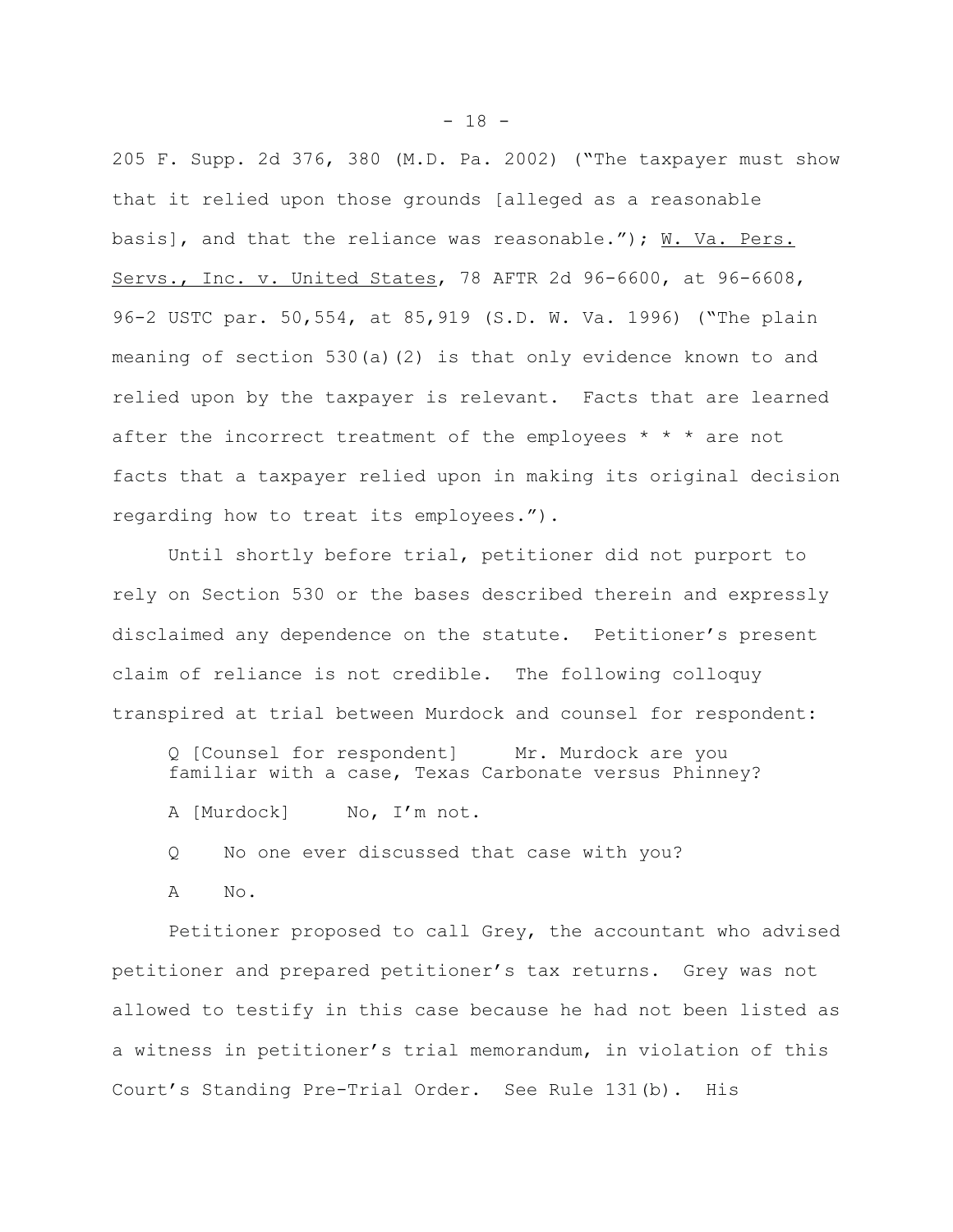205 F. Supp. 2d 376, 380 (M.D. Pa. 2002) ("The taxpayer must show that it relied upon those grounds [alleged as a reasonable basis], and that the reliance was reasonable."); W. Va. Pers. Servs., Inc. v. United States, 78 AFTR 2d 96-6600, at 96-6608, 96-2 USTC par. 50,554, at 85,919 (S.D. W. Va. 1996) ("The plain meaning of section 530(a)(2) is that only evidence known to and relied upon by the taxpayer is relevant. Facts that are learned after the incorrect treatment of the employees * * * are not facts that a taxpayer relied upon in making its original decision regarding how to treat its employees.").

Until shortly before trial, petitioner did not purport to rely on Section 530 or the bases described therein and expressly disclaimed any dependence on the statute. Petitioner's present claim of reliance is not credible. The following colloquy transpired at trial between Murdock and counsel for respondent:

> Q [Counsel for respondent] Mr. Murdock are you familiar with a case, Texas Carbonate versus Phinney?
>
> A [Murdock] No, I'm not.
>
> Q No one ever discussed that case with you?
>
> A No.

Petitioner proposed to call Grey, the accountant who advised petitioner and prepared petitioner's tax returns. Grey was not allowed to testify in this case because he had not been listed as a witness in petitioner's trial memorandum, in violation of this Court's Standing Pre-Trial Order. See Rule 131(b). His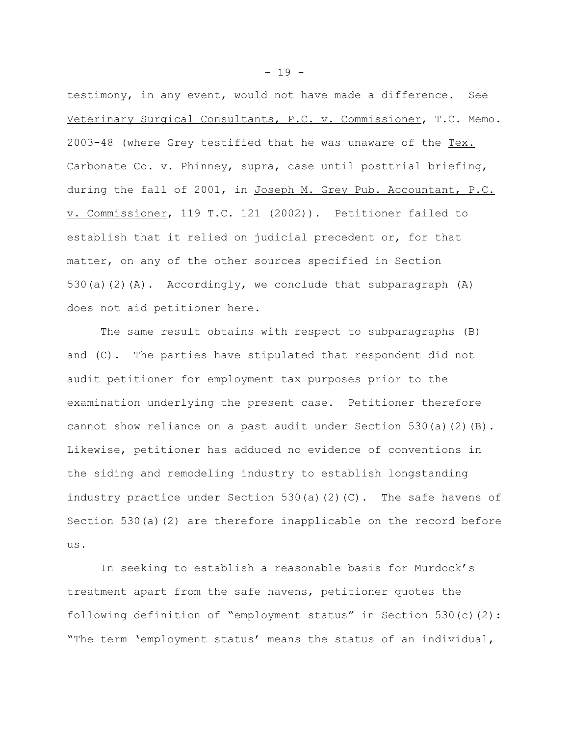testimony, in any event, would not have made a difference. See Veterinary Surgical Consultants, P.C. v. Commissioner, T.C. Memo. 2003-48 (where Grey testified that he was unaware of the Tex. Carbonate Co. v. Phinney, supra, case until posttrial briefing, during the fall of 2001, in Joseph M. Grey Pub. Accountant, P.C. v. Commissioner, 119 T.C. 121 (2002)). Petitioner failed to establish that it relied on judicial precedent or, for that matter, on any of the other sources specified in Section 530(a)(2)(A). Accordingly, we conclude that subparagraph (A) does not aid petitioner here.

The same result obtains with respect to subparagraphs (B) and (C). The parties have stipulated that respondent did not audit petitioner for employment tax purposes prior to the examination underlying the present case. Petitioner therefore cannot show reliance on a past audit under Section 530(a)(2)(B). Likewise, petitioner has adduced no evidence of conventions in the siding and remodeling industry to establish longstanding industry practice under Section 530(a)(2)(C). The safe havens of Section 530(a)(2) are therefore inapplicable on the record before us.

In seeking to establish a reasonable basis for Murdock's treatment apart from the safe havens, petitioner quotes the following definition of "employment status" in Section 530(c)(2): "The term 'employment status' means the status of an individual,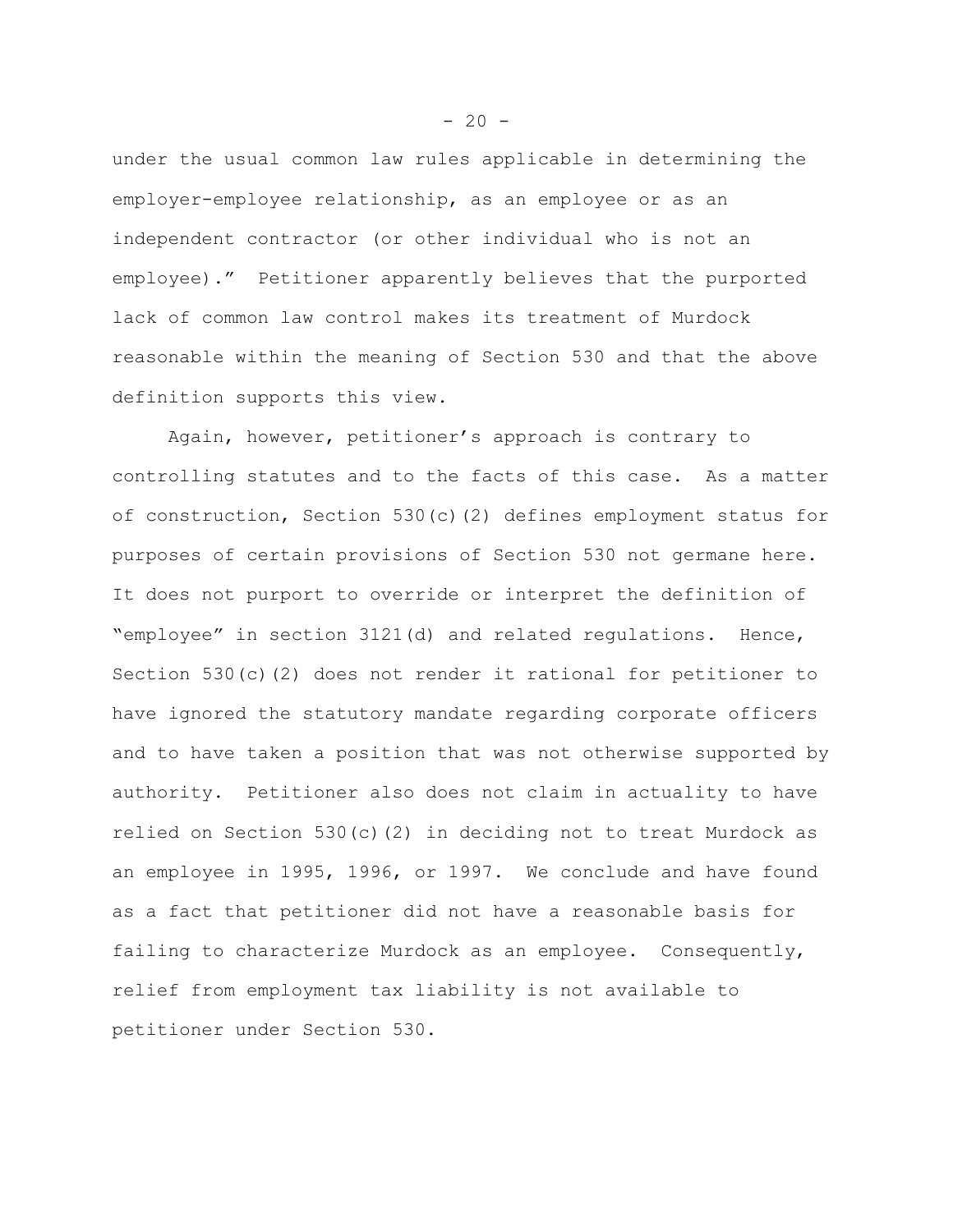under the usual common law rules applicable in determining the employer-employee relationship, as an employee or as an independent contractor (or other individual who is not an employee)." Petitioner apparently believes that the purported lack of common law control makes its treatment of Murdock reasonable within the meaning of Section 530 and that the above definition supports this view.

Again, however, petitioner's approach is contrary to controlling statutes and to the facts of this case. As a matter of construction, Section 530(c)(2) defines employment status for purposes of certain provisions of Section 530 not germane here. It does not purport to override or interpret the definition of "employee" in section 3121(d) and related regulations. Hence, Section 530(c)(2) does not render it rational for petitioner to have ignored the statutory mandate regarding corporate officers and to have taken a position that was not otherwise supported by authority. Petitioner also does not claim in actuality to have relied on Section 530(c)(2) in deciding not to treat Murdock as an employee in 1995, 1996, or 1997. We conclude and have found as a fact that petitioner did not have a reasonable basis for failing to characterize Murdock as an employee. Consequently, relief from employment tax liability is not available to petitioner under Section 530.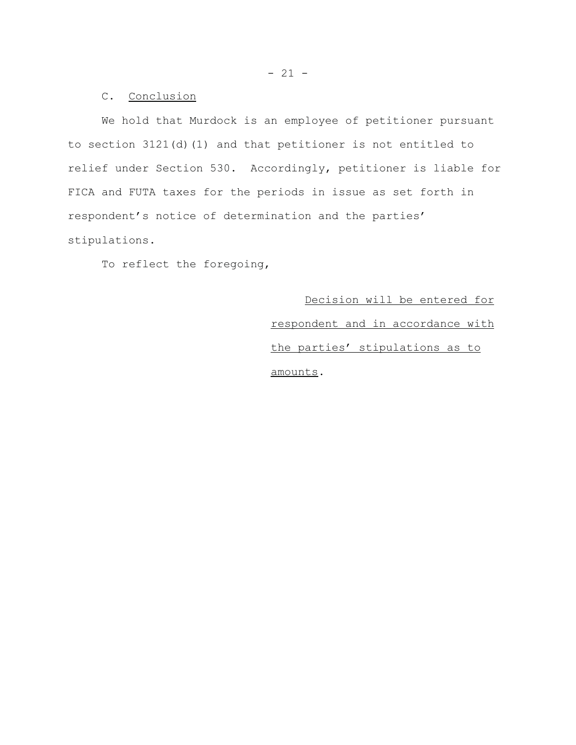C. Conclusion

We hold that Murdock is an employee of petitioner pursuant to section 3121(d)(1) and that petitioner is not entitled to relief under Section 530. Accordingly, petitioner is liable for FICA and FUTA taxes for the periods in issue as set forth in respondent's notice of determination and the parties' stipulations.

To reflect the foregoing,

Decision will be entered for respondent and in accordance with the parties' stipulations as to amounts.